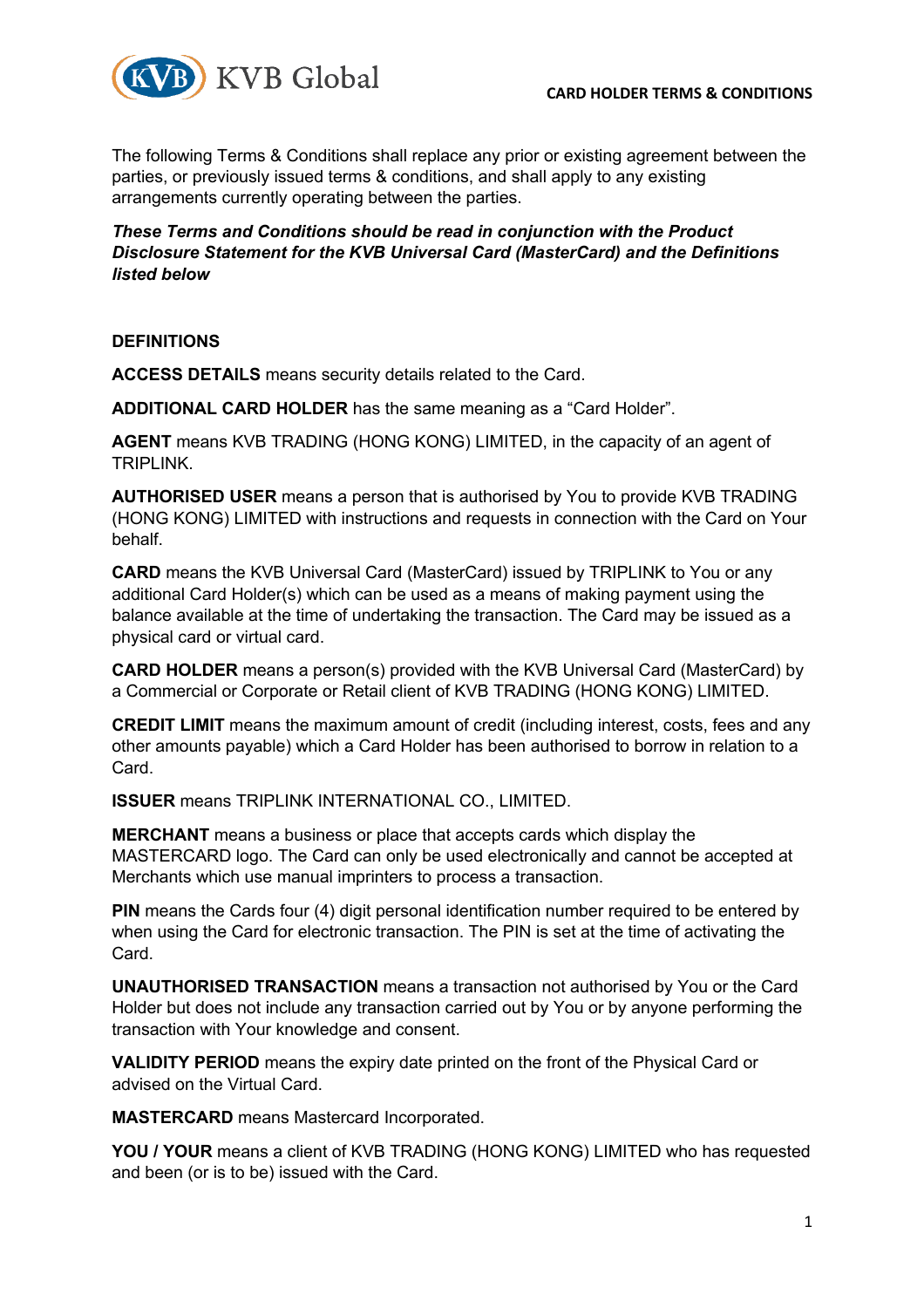The following Terms & Conditions shall replace any prior or existing agreement between the parties, or previously issued terms & conditions, and shall apply to any existing arrangements currently operating between the parties.

***These Terms and Conditions should be read in conjunction with the Product Disclosure Statement for the KVB Universal Card (MasterCard) and the Definitions listed below***

## DEFINITIONS

**ACCESS DETAILS** means security details related to the Card.

**ADDITIONAL CARD HOLDER** has the same meaning as a "Card Holder".

**AGENT** means KVB TRADING (HONG KONG) LIMITED, in the capacity of an agent of TRIPLINK.

**AUTHORISED USER** means a person that is authorised by You to provide KVB TRADING (HONG KONG) LIMITED with instructions and requests in connection with the Card on Your behalf.

**CARD** means the KVB Universal Card (MasterCard) issued by TRIPLINK to You or any additional Card Holder(s) which can be used as a means of making payment using the balance available at the time of undertaking the transaction. The Card may be issued as a physical card or virtual card.

**CARD HOLDER** means a person(s) provided with the KVB Universal Card (MasterCard) by a Commercial or Corporate or Retail client of KVB TRADING (HONG KONG) LIMITED.

**CREDIT LIMIT** means the maximum amount of credit (including interest, costs, fees and any other amounts payable) which a Card Holder has been authorised to borrow in relation to a Card.

**ISSUER** means TRIPLINK INTERNATIONAL CO., LIMITED.

**MERCHANT** means a business or place that accepts cards which display the MASTERCARD logo. The Card can only be used electronically and cannot be accepted at Merchants which use manual imprinters to process a transaction.

**PIN** means the Cards four (4) digit personal identification number required to be entered by when using the Card for electronic transaction. The PIN is set at the time of activating the Card.

**UNAUTHORISED TRANSACTION** means a transaction not authorised by You or the Card Holder but does not include any transaction carried out by You or by anyone performing the transaction with Your knowledge and consent.

**VALIDITY PERIOD** means the expiry date printed on the front of the Physical Card or advised on the Virtual Card.

**MASTERCARD** means Mastercard Incorporated.

**YOU / YOUR** means a client of KVB TRADING (HONG KONG) LIMITED who has requested and been (or is to be) issued with the Card.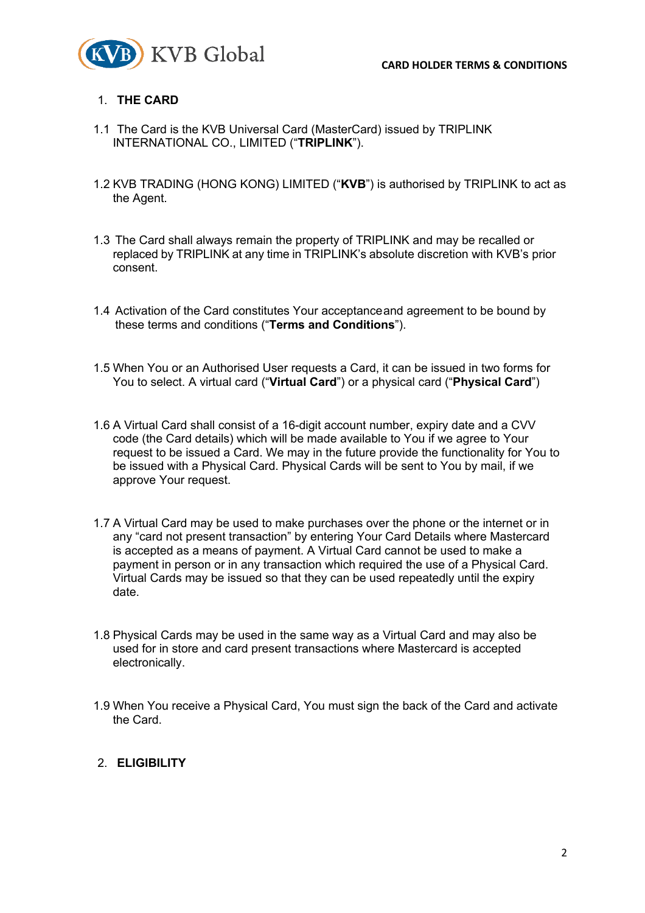## 1. THE CARD

1.1 The Card is the KVB Universal Card (MasterCard) issued by TRIPLINK INTERNATIONAL CO., LIMITED ("**TRIPLINK**").

1.2 KVB TRADING (HONG KONG) LIMITED ("**KVB**") is authorised by TRIPLINK to act as the Agent.

1.3 The Card shall always remain the property of TRIPLINK and may be recalled or replaced by TRIPLINK at any time in TRIPLINK's absolute discretion with KVB's prior consent.

1.4 Activation of the Card constitutes Your acceptanceand agreement to be bound by these terms and conditions ("**Terms and Conditions**").

1.5 When You or an Authorised User requests a Card, it can be issued in two forms for You to select. A virtual card ("**Virtual Card**") or a physical card ("**Physical Card**")

1.6 A Virtual Card shall consist of a 16-digit account number, expiry date and a CVV code (the Card details) which will be made available to You if we agree to Your request to be issued a Card. We may in the future provide the functionality for You to be issued with a Physical Card. Physical Cards will be sent to You by mail, if we approve Your request.

1.7 A Virtual Card may be used to make purchases over the phone or the internet or in any "card not present transaction" by entering Your Card Details where Mastercard is accepted as a means of payment. A Virtual Card cannot be used to make a payment in person or in any transaction which required the use of a Physical Card. Virtual Cards may be issued so that they can be used repeatedly until the expiry date.

1.8 Physical Cards may be used in the same way as a Virtual Card and may also be used for in store and card present transactions where Mastercard is accepted electronically.

1.9 When You receive a Physical Card, You must sign the back of the Card and activate the Card.

## 2. ELIGIBILITY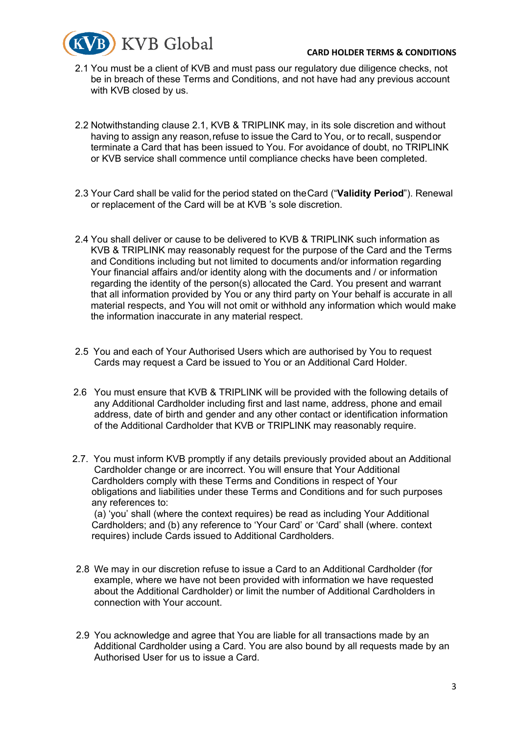2.1 You must be a client of KVB and must pass our regulatory due diligence checks, not be in breach of these Terms and Conditions, and not have had any previous account with KVB closed by us.

2.2 Notwithstanding clause 2.1, KVB & TRIPLINK may, in its sole discretion and without having to assign any reason, refuse to issue the Card to You, or to recall, suspend or terminate a Card that has been issued to You. For avoidance of doubt, no TRIPLINK or KVB service shall commence until compliance checks have been completed.

2.3 Your Card shall be valid for the period stated on the Card ("**Validity Period**"). Renewal or replacement of the Card will be at KVB 's sole discretion.

2.4 You shall deliver or cause to be delivered to KVB & TRIPLINK such information as KVB & TRIPLINK may reasonably request for the purpose of the Card and the Terms and Conditions including but not limited to documents and/or information regarding Your financial affairs and/or identity along with the documents and / or information regarding the identity of the person(s) allocated the Card. You present and warrant that all information provided by You or any third party on Your behalf is accurate in all material respects, and You will not omit or withhold any information which would make the information inaccurate in any material respect.

2.5 You and each of Your Authorised Users which are authorised by You to request Cards may request a Card be issued to You or an Additional Card Holder.

2.6 You must ensure that KVB & TRIPLINK will be provided with the following details of any Additional Cardholder including first and last name, address, phone and email address, date of birth and gender and any other contact or identification information of the Additional Cardholder that KVB or TRIPLINK may reasonably require.

2.7. You must inform KVB promptly if any details previously provided about an Additional Cardholder change or are incorrect. You will ensure that Your Additional Cardholders comply with these Terms and Conditions in respect of Your obligations and liabilities under these Terms and Conditions and for such purposes any references to:
(a) 'you' shall (where the context requires) be read as including Your Additional Cardholders; and (b) any reference to 'Your Card' or 'Card' shall (where. context requires) include Cards issued to Additional Cardholders.

2.8 We may in our discretion refuse to issue a Card to an Additional Cardholder (for example, where we have not been provided with information we have requested about the Additional Cardholder) or limit the number of Additional Cardholders in connection with Your account.

2.9 You acknowledge and agree that You are liable for all transactions made by an Additional Cardholder using a Card. You are also bound by all requests made by an Authorised User for us to issue a Card.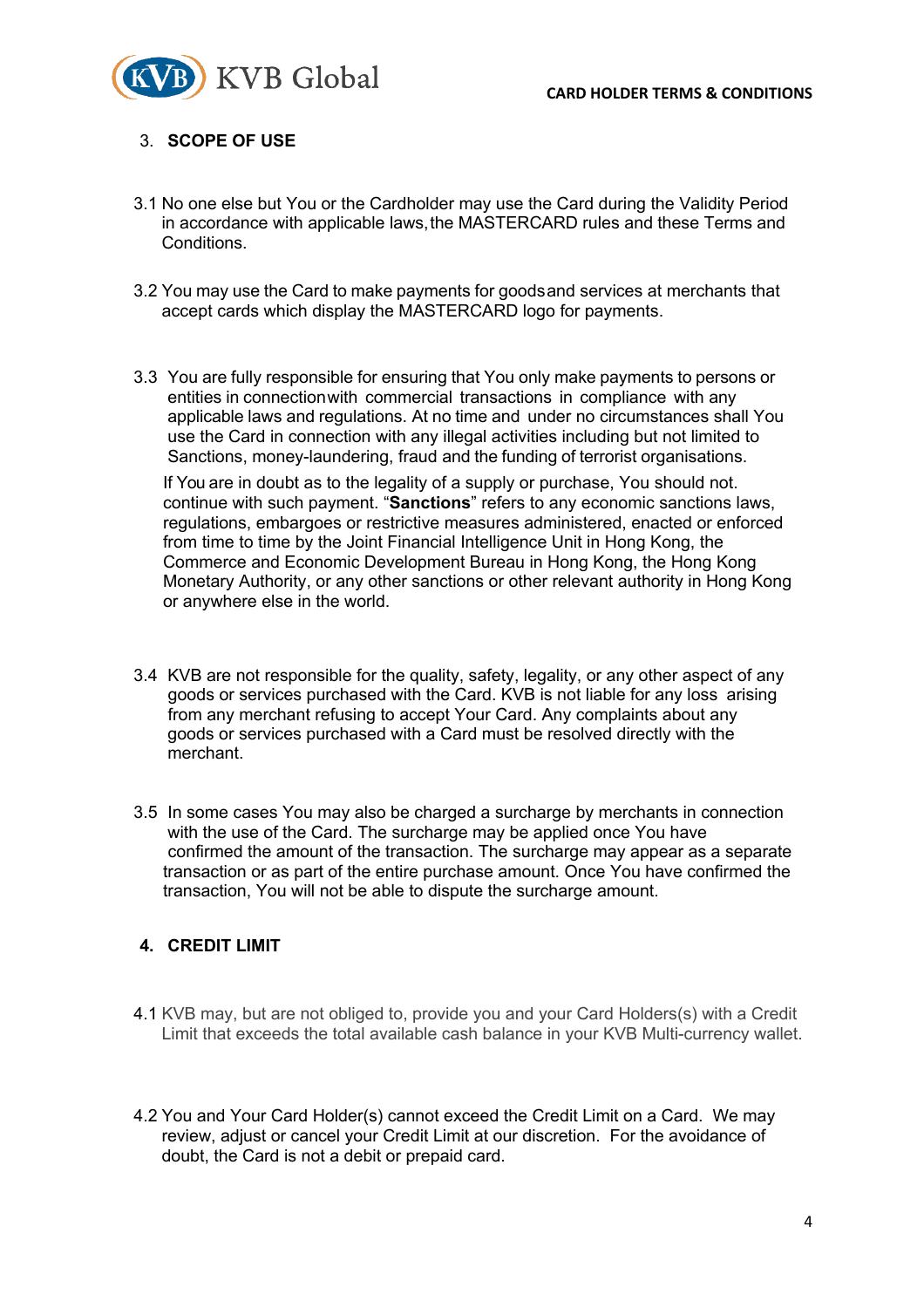## 3. SCOPE OF USE

3.1 No one else but You or the Cardholder may use the Card during the Validity Period in accordance with applicable laws, the MASTERCARD rules and these Terms and Conditions.

3.2 You may use the Card to make payments for goods and services at merchants that accept cards which display the MASTERCARD logo for payments.

3.3 You are fully responsible for ensuring that You only make payments to persons or entities in connection with commercial transactions in compliance with any applicable laws and regulations. At no time and under no circumstances shall You use the Card in connection with any illegal activities including but not limited to Sanctions, money-laundering, fraud and the funding of terrorist organisations.

If You are in doubt as to the legality of a supply or purchase, You should not. continue with such payment. "**Sanctions**" refers to any economic sanctions laws, regulations, embargoes or restrictive measures administered, enacted or enforced from time to time by the Joint Financial Intelligence Unit in Hong Kong, the Commerce and Economic Development Bureau in Hong Kong, the Hong Kong Monetary Authority, or any other sanctions or other relevant authority in Hong Kong or anywhere else in the world.

3.4 KVB are not responsible for the quality, safety, legality, or any other aspect of any goods or services purchased with the Card. KVB is not liable for any loss arising from any merchant refusing to accept Your Card. Any complaints about any goods or services purchased with a Card must be resolved directly with the merchant.

3.5 In some cases You may also be charged a surcharge by merchants in connection with the use of the Card. The surcharge may be applied once You have confirmed the amount of the transaction. The surcharge may appear as a separate transaction or as part of the entire purchase amount. Once You have confirmed the transaction, You will not be able to dispute the surcharge amount.

## 4. CREDIT LIMIT

4.1 KVB may, but are not obliged to, provide you and your Card Holders(s) with a Credit Limit that exceeds the total available cash balance in your KVB Multi-currency wallet.

4.2 You and Your Card Holder(s) cannot exceed the Credit Limit on a Card. We may review, adjust or cancel your Credit Limit at our discretion. For the avoidance of doubt, the Card is not a debit or prepaid card.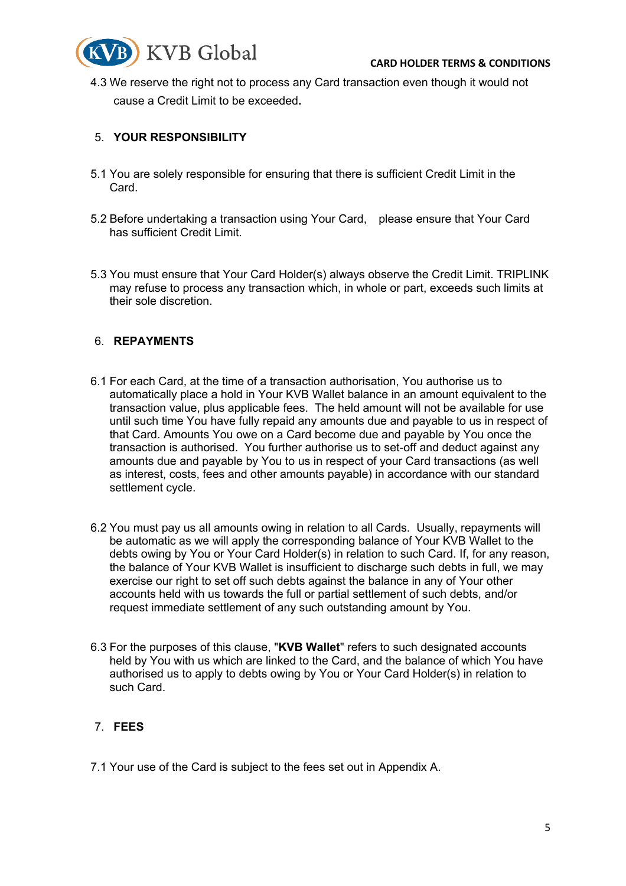4.3 We reserve the right not to process any Card transaction even though it would not cause a Credit Limit to be exceeded**.**

## 5. YOUR RESPONSIBILITY

5.1 You are solely responsible for ensuring that there is sufficient Credit Limit in the Card.

5.2 Before undertaking a transaction using Your Card, please ensure that Your Card has sufficient Credit Limit.

5.3 You must ensure that Your Card Holder(s) always observe the Credit Limit. TRIPLINK may refuse to process any transaction which, in whole or part, exceeds such limits at their sole discretion.

## 6. REPAYMENTS

6.1 For each Card, at the time of a transaction authorisation, You authorise us to automatically place a hold in Your KVB Wallet balance in an amount equivalent to the transaction value, plus applicable fees. The held amount will not be available for use until such time You have fully repaid any amounts due and payable to us in respect of that Card. Amounts You owe on a Card become due and payable by You once the transaction is authorised. You further authorise us to set-off and deduct against any amounts due and payable by You to us in respect of your Card transactions (as well as interest, costs, fees and other amounts payable) in accordance with our standard settlement cycle.

6.2 You must pay us all amounts owing in relation to all Cards. Usually, repayments will be automatic as we will apply the corresponding balance of Your KVB Wallet to the debts owing by You or Your Card Holder(s) in relation to such Card. If, for any reason, the balance of Your KVB Wallet is insufficient to discharge such debts in full, we may exercise our right to set off such debts against the balance in any of Your other accounts held with us towards the full or partial settlement of such debts, and/or request immediate settlement of any such outstanding amount by You.

6.3 For the purposes of this clause, "**KVB Wallet**" refers to such designated accounts held by You with us which are linked to the Card, and the balance of which You have authorised us to apply to debts owing by You or Your Card Holder(s) in relation to such Card.

## 7. FEES

7.1 Your use of the Card is subject to the fees set out in Appendix A.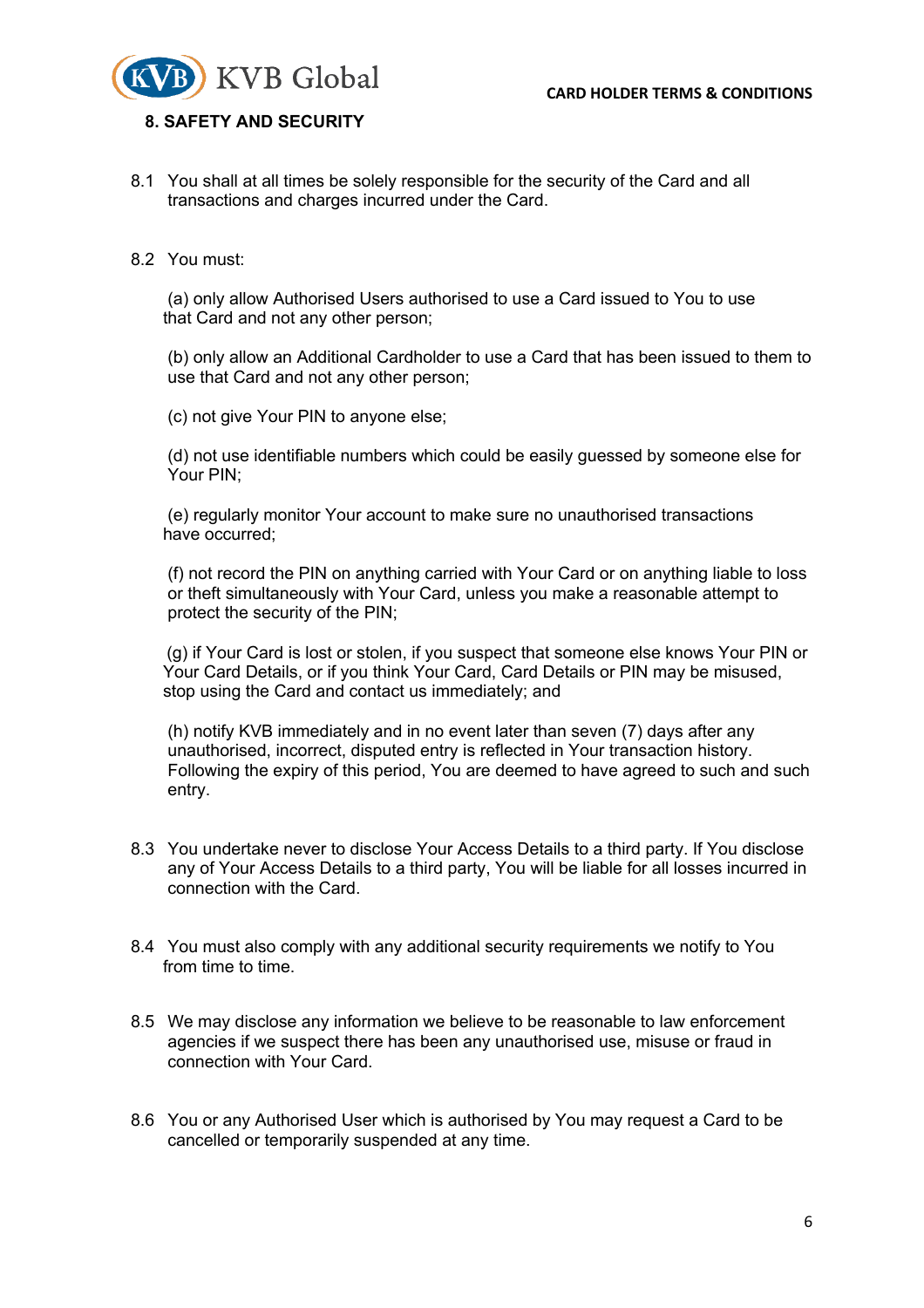## 8. SAFETY AND SECURITY

8.1 You shall at all times be solely responsible for the security of the Card and all transactions and charges incurred under the Card.

8.2 You must:

(a) only allow Authorised Users authorised to use a Card issued to You to use that Card and not any other person;

(b) only allow an Additional Cardholder to use a Card that has been issued to them to use that Card and not any other person;

(c) not give Your PIN to anyone else;

(d) not use identifiable numbers which could be easily guessed by someone else for Your PIN;

(e) regularly monitor Your account to make sure no unauthorised transactions have occurred;

(f) not record the PIN on anything carried with Your Card or on anything liable to loss or theft simultaneously with Your Card, unless you make a reasonable attempt to protect the security of the PIN;

(g) if Your Card is lost or stolen, if you suspect that someone else knows Your PIN or Your Card Details, or if you think Your Card, Card Details or PIN may be misused, stop using the Card and contact us immediately; and

(h) notify KVB immediately and in no event later than seven (7) days after any unauthorised, incorrect, disputed entry is reflected in Your transaction history. Following the expiry of this period, You are deemed to have agreed to such and such entry.

8.3 You undertake never to disclose Your Access Details to a third party. If You disclose any of Your Access Details to a third party, You will be liable for all losses incurred in connection with the Card.

8.4 You must also comply with any additional security requirements we notify to You from time to time.

8.5 We may disclose any information we believe to be reasonable to law enforcement agencies if we suspect there has been any unauthorised use, misuse or fraud in connection with Your Card.

8.6 You or any Authorised User which is authorised by You may request a Card to be cancelled or temporarily suspended at any time.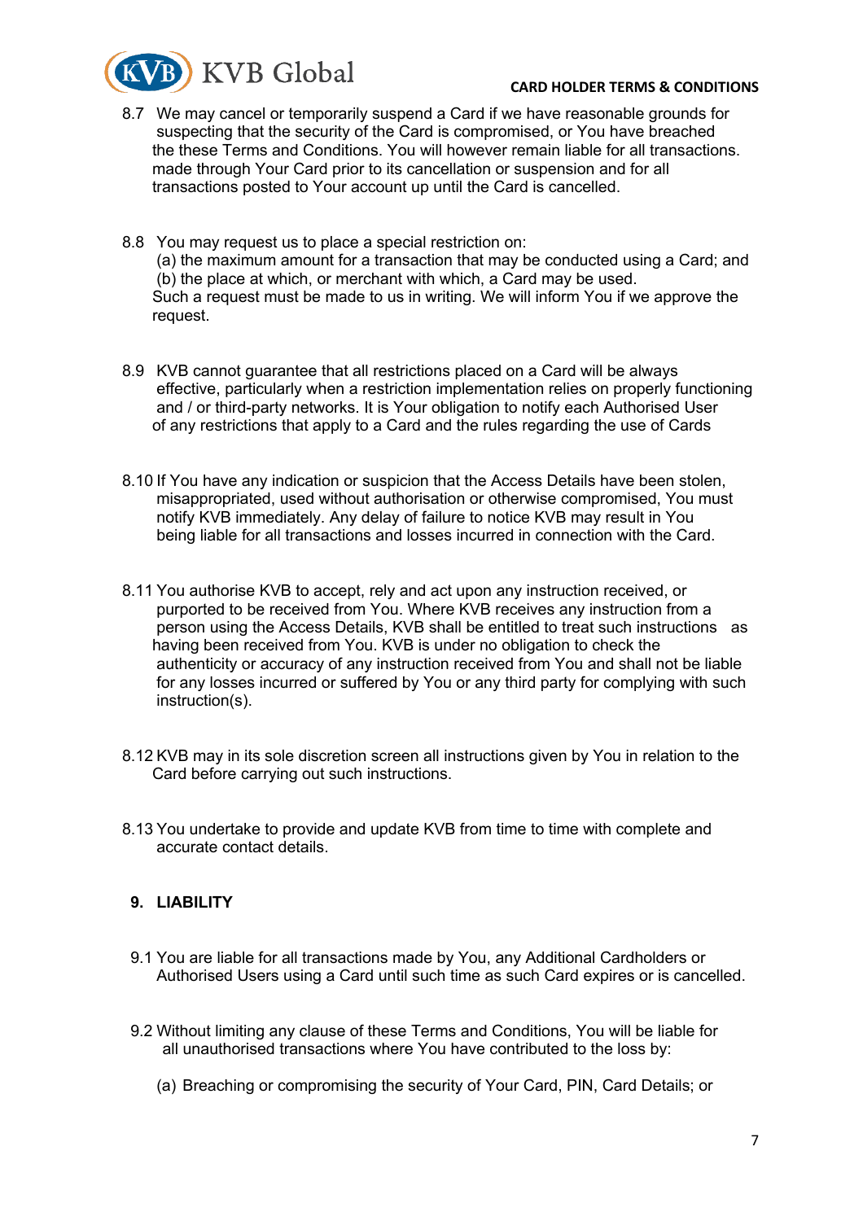8.7 We may cancel or temporarily suspend a Card if we have reasonable grounds for suspecting that the security of the Card is compromised, or You have breached the these Terms and Conditions. You will however remain liable for all transactions. made through Your Card prior to its cancellation or suspension and for all transactions posted to Your account up until the Card is cancelled.

8.8 You may request us to place a special restriction on:
(a) the maximum amount for a transaction that may be conducted using a Card; and
(b) the place at which, or merchant with which, a Card may be used.
Such a request must be made to us in writing. We will inform You if we approve the request.

8.9 KVB cannot guarantee that all restrictions placed on a Card will be always effective, particularly when a restriction implementation relies on properly functioning and / or third-party networks. It is Your obligation to notify each Authorised User of any restrictions that apply to a Card and the rules regarding the use of Cards

8.10 If You have any indication or suspicion that the Access Details have been stolen, misappropriated, used without authorisation or otherwise compromised, You must notify KVB immediately. Any delay of failure to notice KVB may result in You being liable for all transactions and losses incurred in connection with the Card.

8.11 You authorise KVB to accept, rely and act upon any instruction received, or purported to be received from You. Where KVB receives any instruction from a person using the Access Details, KVB shall be entitled to treat such instructions as having been received from You. KVB is under no obligation to check the authenticity or accuracy of any instruction received from You and shall not be liable for any losses incurred or suffered by You or any third party for complying with such instruction(s).

8.12 KVB may in its sole discretion screen all instructions given by You in relation to the Card before carrying out such instructions.

8.13 You undertake to provide and update KVB from time to time with complete and accurate contact details.

## 9. LIABILITY

9.1 You are liable for all transactions made by You, any Additional Cardholders or Authorised Users using a Card until such time as such Card expires or is cancelled.

9.2 Without limiting any clause of these Terms and Conditions, You will be liable for all unauthorised transactions where You have contributed to the loss by:

(a) Breaching or compromising the security of Your Card, PIN, Card Details; or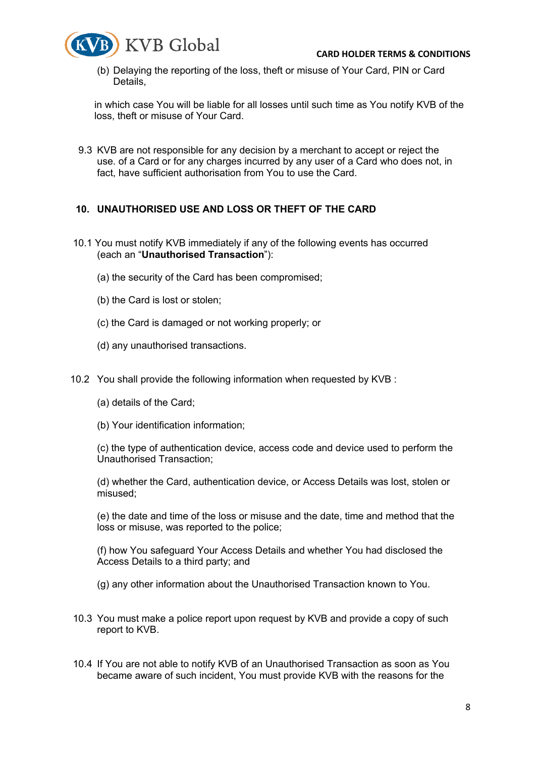(b) Delaying the reporting of the loss, theft or misuse of Your Card, PIN or Card Details,

in which case You will be liable for all losses until such time as You notify KVB of the loss, theft or misuse of Your Card.

9.3 KVB are not responsible for any decision by a merchant to accept or reject the use. of a Card or for any charges incurred by any user of a Card who does not, in fact, have sufficient authorisation from You to use the Card.

## 10. UNAUTHORISED USE AND LOSS OR THEFT OF THE CARD

10.1 You must notify KVB immediately if any of the following events has occurred (each an "**Unauthorised Transaction**"):

(a) the security of the Card has been compromised;

(b) the Card is lost or stolen;

(c) the Card is damaged or not working properly; or

(d) any unauthorised transactions.

10.2 You shall provide the following information when requested by KVB :

(a) details of the Card;

(b) Your identification information;

(c) the type of authentication device, access code and device used to perform the Unauthorised Transaction;

(d) whether the Card, authentication device, or Access Details was lost, stolen or misused;

(e) the date and time of the loss or misuse and the date, time and method that the loss or misuse, was reported to the police;

(f) how You safeguard Your Access Details and whether You had disclosed the Access Details to a third party; and

(g) any other information about the Unauthorised Transaction known to You.

10.3 You must make a police report upon request by KVB and provide a copy of such report to KVB.

10.4 If You are not able to notify KVB of an Unauthorised Transaction as soon as You became aware of such incident, You must provide KVB with the reasons for the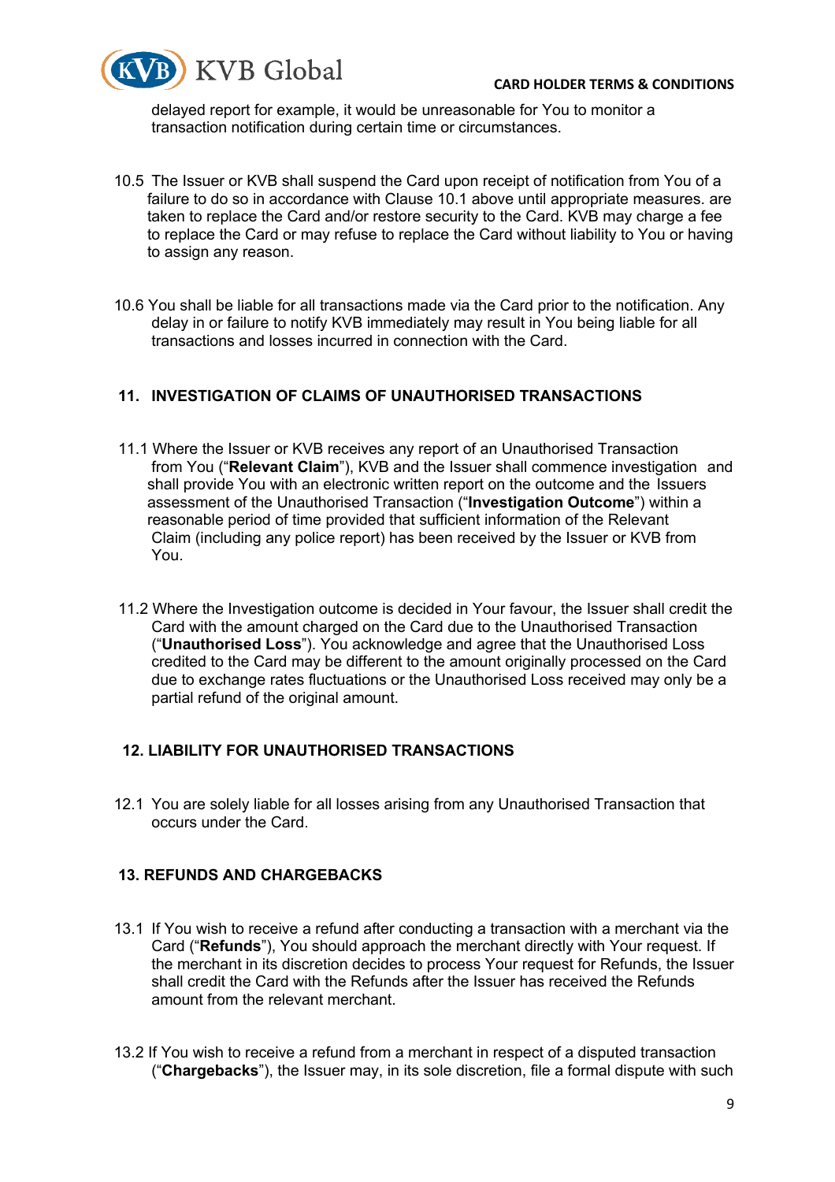delayed report for example, it would be unreasonable for You to monitor a transaction notification during certain time or circumstances.

10.5 The Issuer or KVB shall suspend the Card upon receipt of notification from You of a failure to do so in accordance with Clause 10.1 above until appropriate measures. are taken to replace the Card and/or restore security to the Card. KVB may charge a fee to replace the Card or may refuse to replace the Card without liability to You or having to assign any reason.

10.6 You shall be liable for all transactions made via the Card prior to the notification. Any delay in or failure to notify KVB immediately may result in You being liable for all transactions and losses incurred in connection with the Card.

## 11. INVESTIGATION OF CLAIMS OF UNAUTHORISED TRANSACTIONS

11.1 Where the Issuer or KVB receives any report of an Unauthorised Transaction from You ("**Relevant Claim**"), KVB and the Issuer shall commence investigation and shall provide You with an electronic written report on the outcome and the Issuers assessment of the Unauthorised Transaction ("**Investigation Outcome**") within a reasonable period of time provided that sufficient information of the Relevant Claim (including any police report) has been received by the Issuer or KVB from You.

11.2 Where the Investigation outcome is decided in Your favour, the Issuer shall credit the Card with the amount charged on the Card due to the Unauthorised Transaction ("**Unauthorised Loss**"). You acknowledge and agree that the Unauthorised Loss credited to the Card may be different to the amount originally processed on the Card due to exchange rates fluctuations or the Unauthorised Loss received may only be a partial refund of the original amount.

## 12. LIABILITY FOR UNAUTHORISED TRANSACTIONS

12.1 You are solely liable for all losses arising from any Unauthorised Transaction that occurs under the Card.

## 13. REFUNDS AND CHARGEBACKS

13.1 If You wish to receive a refund after conducting a transaction with a merchant via the Card ("**Refunds**"), You should approach the merchant directly with Your request. If the merchant in its discretion decides to process Your request for Refunds, the Issuer shall credit the Card with the Refunds after the Issuer has received the Refunds amount from the relevant merchant.

13.2 If You wish to receive a refund from a merchant in respect of a disputed transaction ("**Chargebacks**"), the Issuer may, in its sole discretion, file a formal dispute with such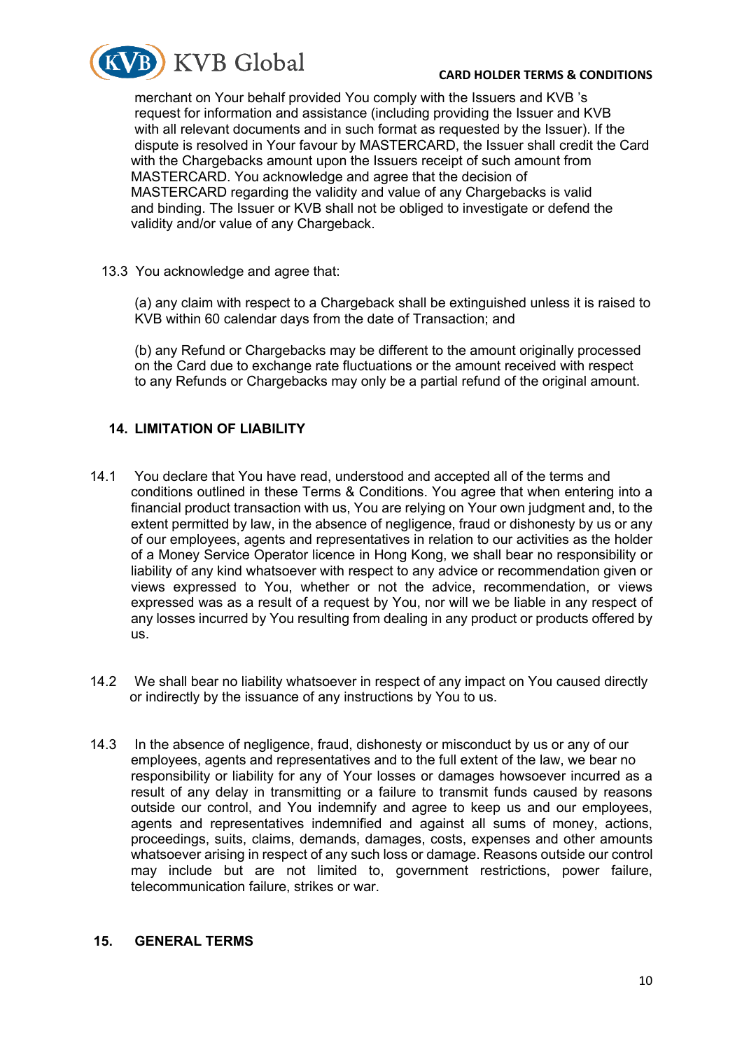merchant on Your behalf provided You comply with the Issuers and KVB 's request for information and assistance (including providing the Issuer and KVB with all relevant documents and in such format as requested by the Issuer). If the dispute is resolved in Your favour by MASTERCARD, the Issuer shall credit the Card with the Chargebacks amount upon the Issuers receipt of such amount from MASTERCARD. You acknowledge and agree that the decision of MASTERCARD regarding the validity and value of any Chargebacks is valid and binding. The Issuer or KVB shall not be obliged to investigate or defend the validity and/or value of any Chargeback.

13.3 You acknowledge and agree that:

(a) any claim with respect to a Chargeback shall be extinguished unless it is raised to KVB within 60 calendar days from the date of Transaction; and

(b) any Refund or Chargebacks may be different to the amount originally processed on the Card due to exchange rate fluctuations or the amount received with respect to any Refunds or Chargebacks may only be a partial refund of the original amount.

## 14. LIMITATION OF LIABILITY

14.1 You declare that You have read, understood and accepted all of the terms and conditions outlined in these Terms & Conditions. You agree that when entering into a financial product transaction with us, You are relying on Your own judgment and, to the extent permitted by law, in the absence of negligence, fraud or dishonesty by us or any of our employees, agents and representatives in relation to our activities as the holder of a Money Service Operator licence in Hong Kong, we shall bear no responsibility or liability of any kind whatsoever with respect to any advice or recommendation given or views expressed to You, whether or not the advice, recommendation, or views expressed was as a result of a request by You, nor will we be liable in any respect of any losses incurred by You resulting from dealing in any product or products offered by us.

14.2 We shall bear no liability whatsoever in respect of any impact on You caused directly or indirectly by the issuance of any instructions by You to us.

14.3 In the absence of negligence, fraud, dishonesty or misconduct by us or any of our employees, agents and representatives and to the full extent of the law, we bear no responsibility or liability for any of Your losses or damages howsoever incurred as a result of any delay in transmitting or a failure to transmit funds caused by reasons outside our control, and You indemnify and agree to keep us and our employees, agents and representatives indemnified and against all sums of money, actions, proceedings, suits, claims, demands, damages, costs, expenses and other amounts whatsoever arising in respect of any such loss or damage. Reasons outside our control may include but are not limited to, government restrictions, power failure, telecommunication failure, strikes or war.

## 15. GENERAL TERMS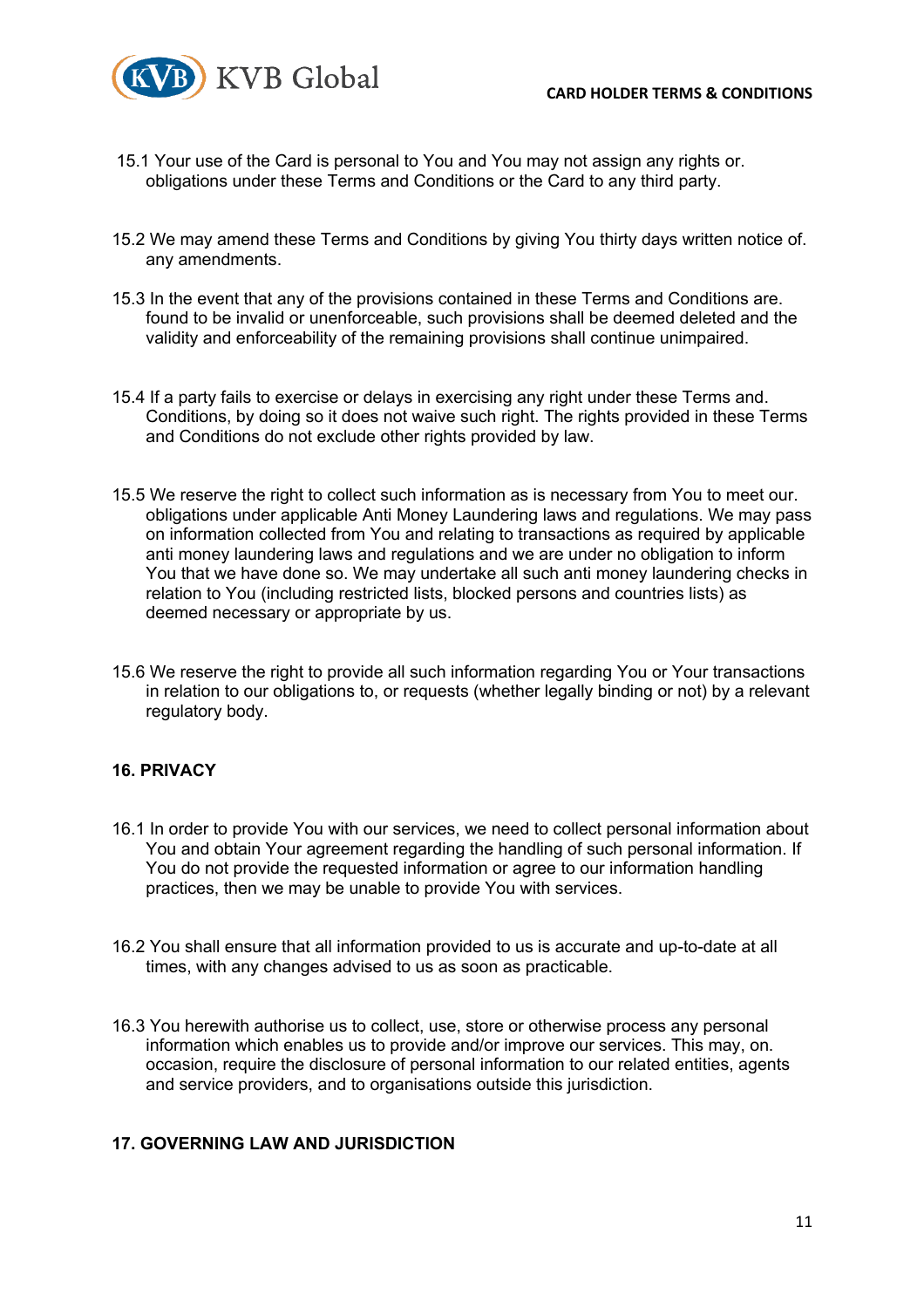15.1 Your use of the Card is personal to You and You may not assign any rights or. obligations under these Terms and Conditions or the Card to any third party.

15.2 We may amend these Terms and Conditions by giving You thirty days written notice of. any amendments.

15.3 In the event that any of the provisions contained in these Terms and Conditions are. found to be invalid or unenforceable, such provisions shall be deemed deleted and the validity and enforceability of the remaining provisions shall continue unimpaired.

15.4 If a party fails to exercise or delays in exercising any right under these Terms and. Conditions, by doing so it does not waive such right. The rights provided in these Terms and Conditions do not exclude other rights provided by law.

15.5 We reserve the right to collect such information as is necessary from You to meet our. obligations under applicable Anti Money Laundering laws and regulations. We may pass on information collected from You and relating to transactions as required by applicable anti money laundering laws and regulations and we are under no obligation to inform You that we have done so. We may undertake all such anti money laundering checks in relation to You (including restricted lists, blocked persons and countries lists) as deemed necessary or appropriate by us.

15.6 We reserve the right to provide all such information regarding You or Your transactions in relation to our obligations to, or requests (whether legally binding or not) by a relevant regulatory body.

## 16. PRIVACY

16.1 In order to provide You with our services, we need to collect personal information about You and obtain Your agreement regarding the handling of such personal information. If You do not provide the requested information or agree to our information handling practices, then we may be unable to provide You with services.

16.2 You shall ensure that all information provided to us is accurate and up-to-date at all times, with any changes advised to us as soon as practicable.

16.3 You herewith authorise us to collect, use, store or otherwise process any personal information which enables us to provide and/or improve our services. This may, on. occasion, require the disclosure of personal information to our related entities, agents and service providers, and to organisations outside this jurisdiction.

## 17. GOVERNING LAW AND JURISDICTION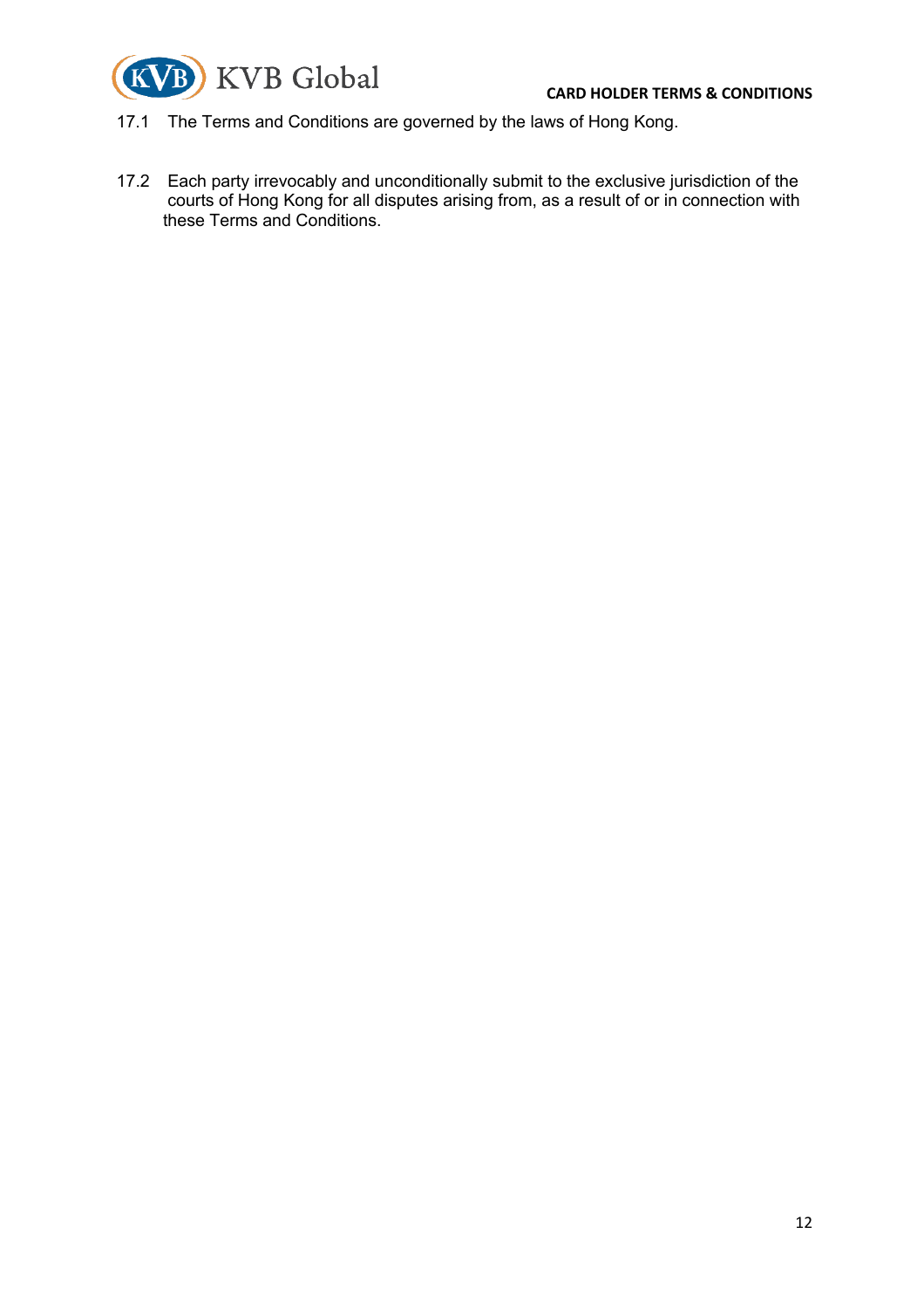17.1 The Terms and Conditions are governed by the laws of Hong Kong.

17.2 Each party irrevocably and unconditionally submit to the exclusive jurisdiction of the courts of Hong Kong for all disputes arising from, as a result of or in connection with these Terms and Conditions.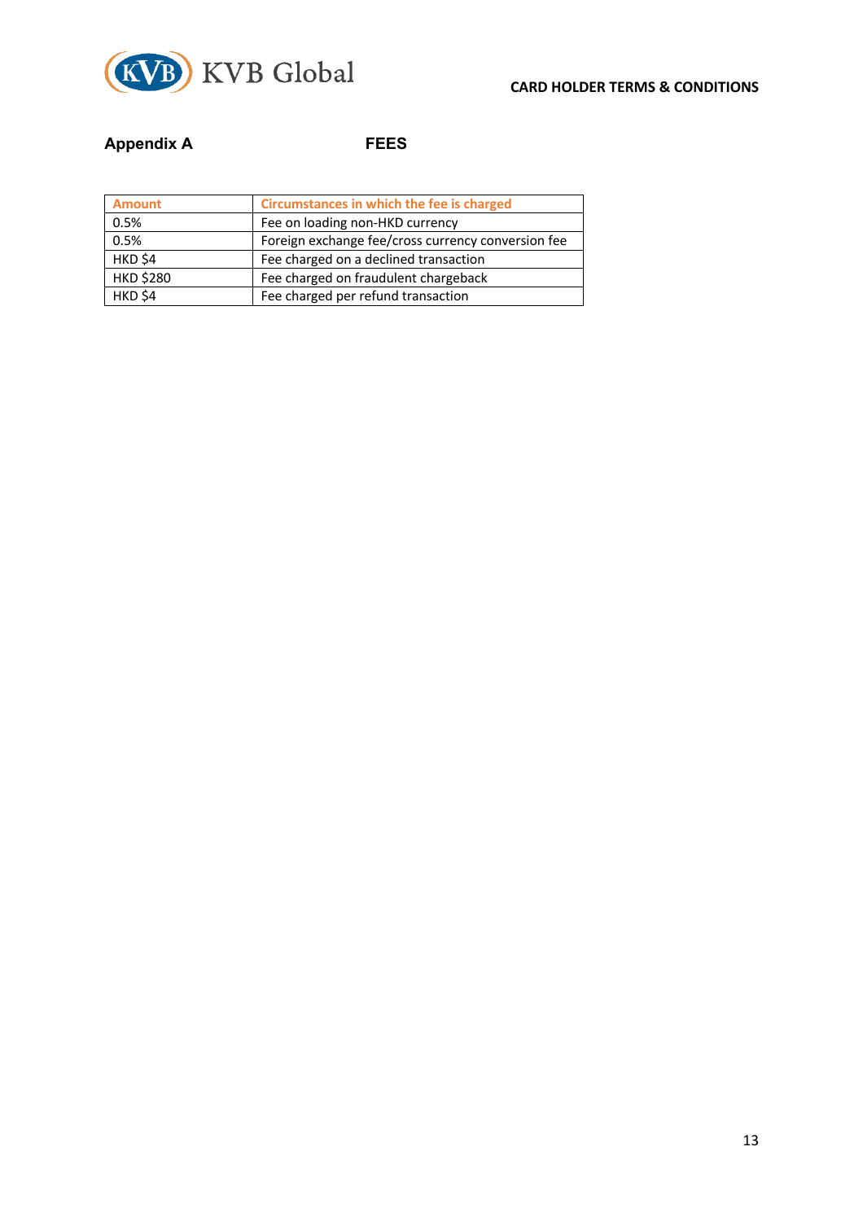## Appendix A FEES

| Amount | Circumstances in which the fee is charged |
| --- | --- |
| 0.5% | Fee on loading non-HKD currency |
| 0.5% | Foreign exchange fee/cross currency conversion fee |
| HKD $4 | Fee charged on a declined transaction |
| HKD $280 | Fee charged on fraudulent chargeback |
| HKD $4 | Fee charged per refund transaction |